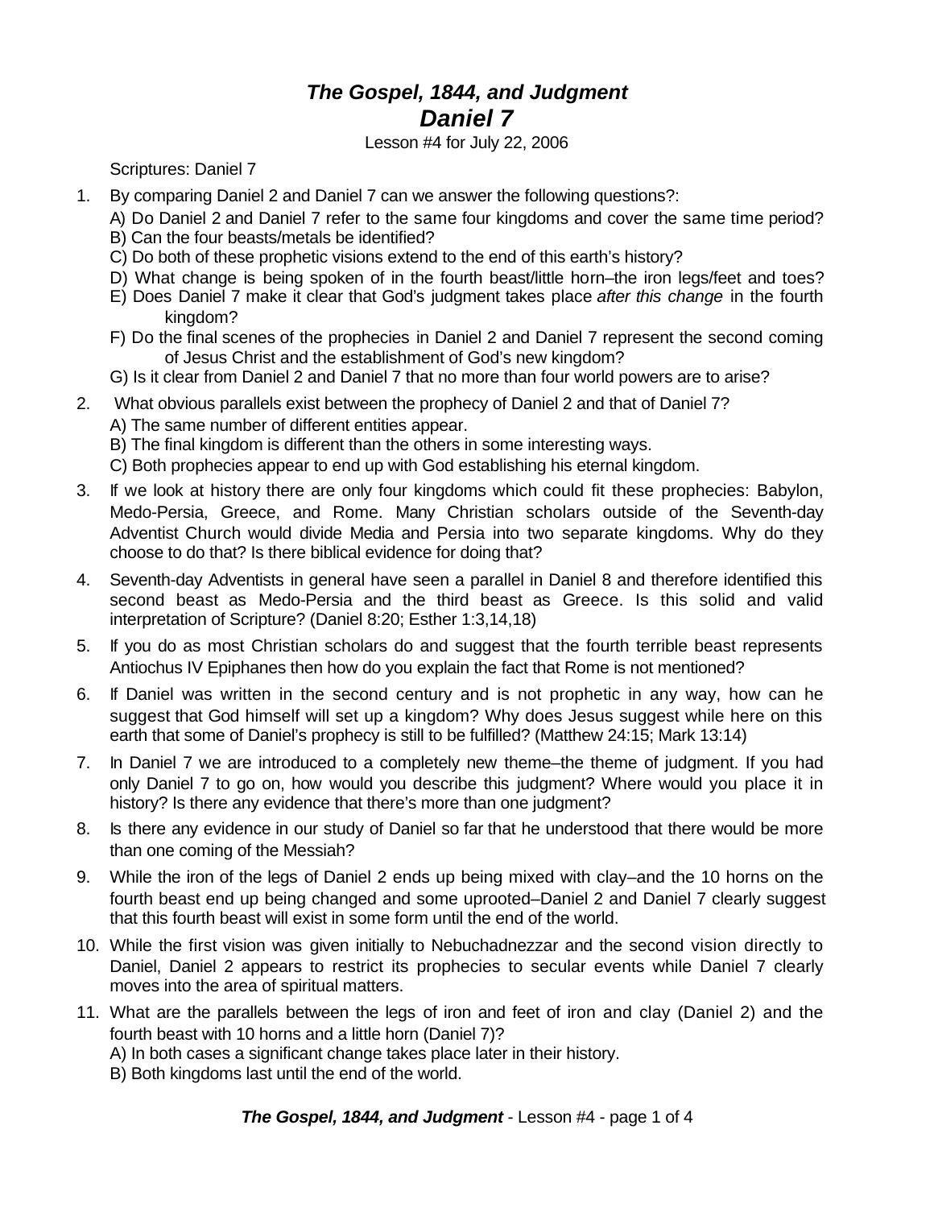# *The Gospel, 1844, and Judgment*

## *Daniel 7*

Lesson #4 for July 22, 2006

Scriptures: Daniel 7

1. By comparing Daniel 2 and Daniel 7 can we answer the following questions?:
   A) Do Daniel 2 and Daniel 7 refer to the same four kingdoms and cover the same time period?
   B) Can the four beasts/metals be identified?
   C) Do both of these prophetic visions extend to the end of this earth's history?
   D) What change is being spoken of in the fourth beast/little horn–the iron legs/feet and toes?
   E) Does Daniel 7 make it clear that God's judgment takes place *after this change* in the fourth kingdom?
   F) Do the final scenes of the prophecies in Daniel 2 and Daniel 7 represent the second coming of Jesus Christ and the establishment of God's new kingdom?
   G) Is it clear from Daniel 2 and Daniel 7 that no more than four world powers are to arise?
2. What obvious parallels exist between the prophecy of Daniel 2 and that of Daniel 7?
   A) The same number of different entities appear.
   B) The final kingdom is different than the others in some interesting ways.
   C) Both prophecies appear to end up with God establishing his eternal kingdom.
3. If we look at history there are only four kingdoms which could fit these prophecies: Babylon, Medo-Persia, Greece, and Rome. Many Christian scholars outside of the Seventh-day Adventist Church would divide Media and Persia into two separate kingdoms. Why do they choose to do that? Is there biblical evidence for doing that?
4. Seventh-day Adventists in general have seen a parallel in Daniel 8 and therefore identified this second beast as Medo-Persia and the third beast as Greece. Is this solid and valid interpretation of Scripture? (Daniel 8:20; Esther 1:3,14,18)
5. If you do as most Christian scholars do and suggest that the fourth terrible beast represents Antiochus IV Epiphanes then how do you explain the fact that Rome is not mentioned?
6. If Daniel was written in the second century and is not prophetic in any way, how can he suggest that God himself will set up a kingdom? Why does Jesus suggest while here on this earth that some of Daniel's prophecy is still to be fulfilled? (Matthew 24:15; Mark 13:14)
7. In Daniel 7 we are introduced to a completely new theme–the theme of judgment. If you had only Daniel 7 to go on, how would you describe this judgment? Where would you place it in history? Is there any evidence that there's more than one judgment?
8. Is there any evidence in our study of Daniel so far that he understood that there would be more than one coming of the Messiah?
9. While the iron of the legs of Daniel 2 ends up being mixed with clay–and the 10 horns on the fourth beast end up being changed and some uprooted–Daniel 2 and Daniel 7 clearly suggest that this fourth beast will exist in some form until the end of the world.
10. While the first vision was given initially to Nebuchadnezzar and the second vision directly to Daniel, Daniel 2 appears to restrict its prophecies to secular events while Daniel 7 clearly moves into the area of spiritual matters.
11. What are the parallels between the legs of iron and feet of iron and clay (Daniel 2) and the fourth beast with 10 horns and a little horn (Daniel 7)?
    A) In both cases a significant change takes place later in their history.
    B) Both kingdoms last until the end of the world.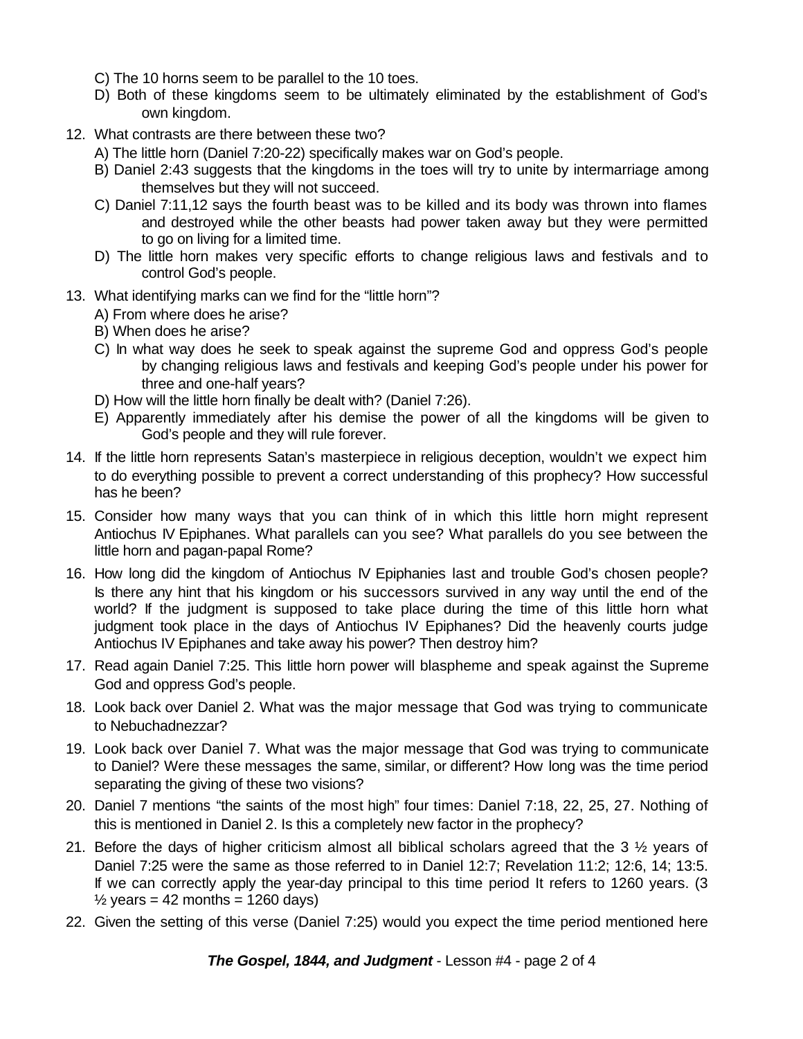C) The 10 horns seem to be parallel to the 10 toes.

D) Both of these kingdoms seem to be ultimately eliminated by the establishment of God's own kingdom.

12. What contrasts are there between these two?

    A) The little horn (Daniel 7:20-22) specifically makes war on God's people.

    B) Daniel 2:43 suggests that the kingdoms in the toes will try to unite by intermarriage among themselves but they will not succeed.

    C) Daniel 7:11,12 says the fourth beast was to be killed and its body was thrown into flames and destroyed while the other beasts had power taken away but they were permitted to go on living for a limited time.

    D) The little horn makes very specific efforts to change religious laws and festivals and to control God's people.

13. What identifying marks can we find for the "little horn"?

    A) From where does he arise?

    B) When does he arise?

    C) In what way does he seek to speak against the supreme God and oppress God's people by changing religious laws and festivals and keeping God's people under his power for three and one-half years?

    D) How will the little horn finally be dealt with? (Daniel 7:26).

    E) Apparently immediately after his demise the power of all the kingdoms will be given to God's people and they will rule forever.

14. If the little horn represents Satan's masterpiece in religious deception, wouldn't we expect him to do everything possible to prevent a correct understanding of this prophecy? How successful has he been?

15. Consider how many ways that you can think of in which this little horn might represent Antiochus IV Epiphanes. What parallels can you see? What parallels do you see between the little horn and pagan-papal Rome?

16. How long did the kingdom of Antiochus IV Epiphanies last and trouble God's chosen people? Is there any hint that his kingdom or his successors survived in any way until the end of the world? If the judgment is supposed to take place during the time of this little horn what judgment took place in the days of Antiochus IV Epiphanes? Did the heavenly courts judge Antiochus IV Epiphanes and take away his power? Then destroy him?

17. Read again Daniel 7:25. This little horn power will blaspheme and speak against the Supreme God and oppress God's people.

18. Look back over Daniel 2. What was the major message that God was trying to communicate to Nebuchadnezzar?

19. Look back over Daniel 7. What was the major message that God was trying to communicate to Daniel? Were these messages the same, similar, or different? How long was the time period separating the giving of these two visions?

20. Daniel 7 mentions "the saints of the most high" four times: Daniel 7:18, 22, 25, 27. Nothing of this is mentioned in Daniel 2. Is this a completely new factor in the prophecy?

21. Before the days of higher criticism almost all biblical scholars agreed that the 3 ½ years of Daniel 7:25 were the same as those referred to in Daniel 12:7; Revelation 11:2; 12:6, 14; 13:5. If we can correctly apply the year-day principal to this time period It refers to 1260 years. (3 ½ years = 42 months = 1260 days)

22. Given the setting of this verse (Daniel 7:25) would you expect the time period mentioned here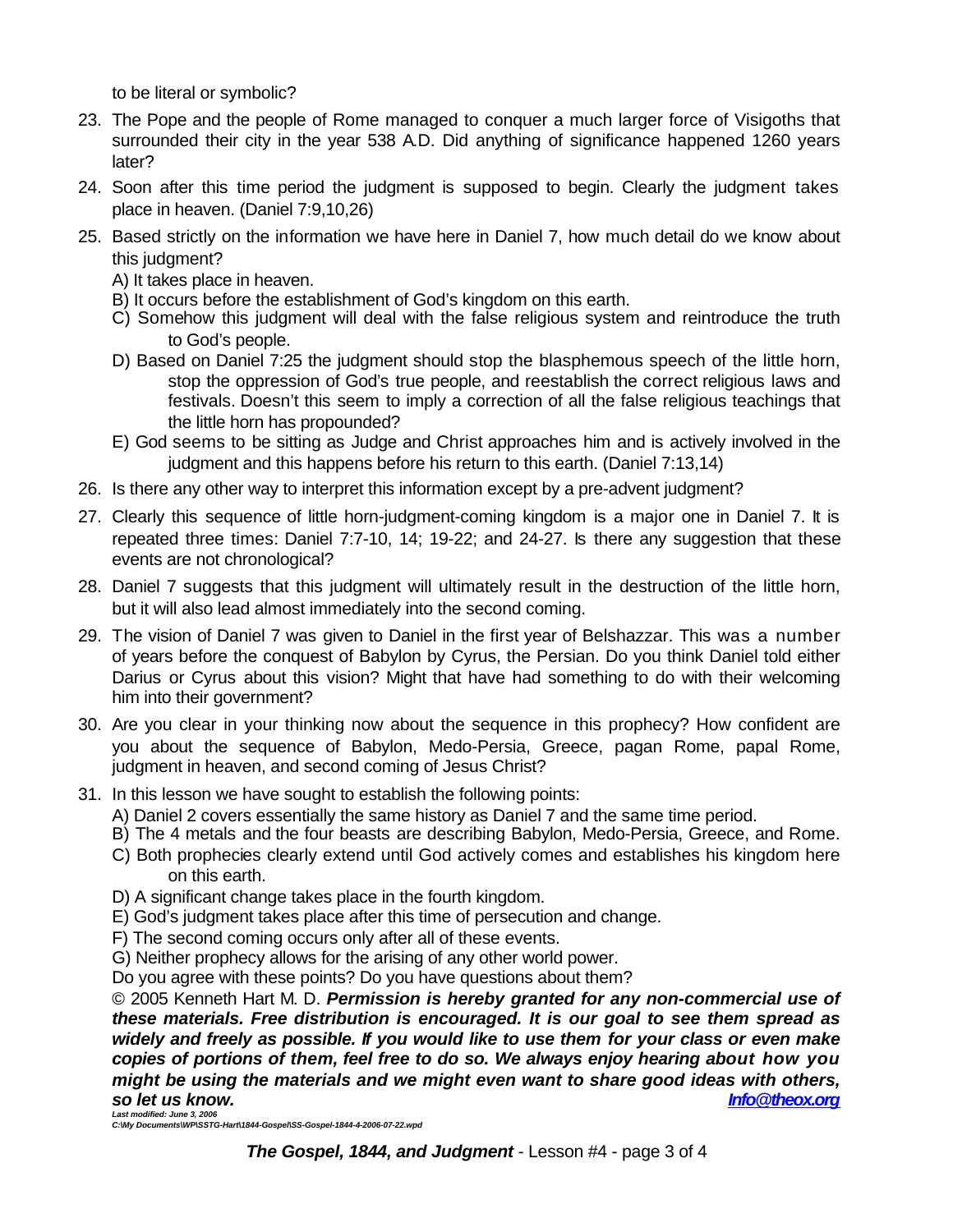to be literal or symbolic?

23. The Pope and the people of Rome managed to conquer a much larger force of Visigoths that surrounded their city in the year 538 A.D. Did anything of significance happened 1260 years later?
24. Soon after this time period the judgment is supposed to begin. Clearly the judgment takes place in heaven. (Daniel 7:9,10,26)
25. Based strictly on the information we have here in Daniel 7, how much detail do we know about this judgment?
    A) It takes place in heaven.
    B) It occurs before the establishment of God's kingdom on this earth.
    C) Somehow this judgment will deal with the false religious system and reintroduce the truth to God's people.
    D) Based on Daniel 7:25 the judgment should stop the blasphemous speech of the little horn, stop the oppression of God's true people, and reestablish the correct religious laws and festivals. Doesn't this seem to imply a correction of all the false religious teachings that the little horn has propounded?
    E) God seems to be sitting as Judge and Christ approaches him and is actively involved in the judgment and this happens before his return to this earth. (Daniel 7:13,14)
26. Is there any other way to interpret this information except by a pre-advent judgment?
27. Clearly this sequence of little horn-judgment-coming kingdom is a major one in Daniel 7. It is repeated three times: Daniel 7:7-10, 14; 19-22; and 24-27. Is there any suggestion that these events are not chronological?
28. Daniel 7 suggests that this judgment will ultimately result in the destruction of the little horn, but it will also lead almost immediately into the second coming.
29. The vision of Daniel 7 was given to Daniel in the first year of Belshazzar. This was a number of years before the conquest of Babylon by Cyrus, the Persian. Do you think Daniel told either Darius or Cyrus about this vision? Might that have had something to do with their welcoming him into their government?
30. Are you clear in your thinking now about the sequence in this prophecy? How confident are you about the sequence of Babylon, Medo-Persia, Greece, pagan Rome, papal Rome, judgment in heaven, and second coming of Jesus Christ?
31. In this lesson we have sought to establish the following points:
    A) Daniel 2 covers essentially the same history as Daniel 7 and the same time period.
    B) The 4 metals and the four beasts are describing Babylon, Medo-Persia, Greece, and Rome.
    C) Both prophecies clearly extend until God actively comes and establishes his kingdom here on this earth.
    D) A significant change takes place in the fourth kingdom.
    E) God's judgment takes place after this time of persecution and change.
    F) The second coming occurs only after all of these events.
    G) Neither prophecy allows for the arising of any other world power.

    Do you agree with these points? Do you have questions about them?

© 2005 Kenneth Hart M. D. ***Permission is hereby granted for any non-commercial use of these materials. Free distribution is encouraged. It is our goal to see them spread as widely and freely as possible. If you would like to use them for your class or even make copies of portions of them, feel free to do so. We always enjoy hearing about how you might be using the materials and we might even want to share good ideas with others, so let us know.*** ***Info@theox.org***

***Last modified: June 3, 2006***
***C:\My Documents\WP\SSTG-Hart\1844-Gospel\SS-Gospel-1844-4-2006-07-22.wpd***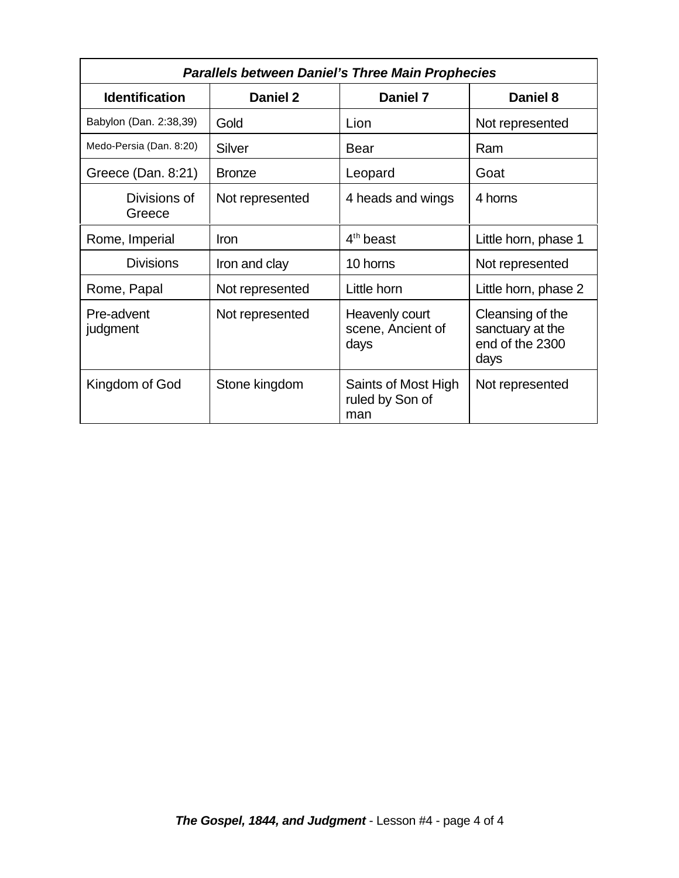| *Parallels between Daniel's Three Main Prophecies* | | | |
|---|---|---|---|
| **Identification** | **Daniel 2** | **Daniel 7** | **Daniel 8** |
| Babylon (Dan. 2:38,39) | Gold | Lion | Not represented |
| Medo-Persia (Dan. 8:20) | Silver | Bear | Ram |
| Greece (Dan. 8:21) | Bronze | Leopard | Goat |
| Divisions of Greece | Not represented | 4 heads and wings | 4 horns |
| Rome, Imperial | Iron | 4th beast | Little horn, phase 1 |
| Divisions | Iron and clay | 10 horns | Not represented |
| Rome, Papal | Not represented | Little horn | Little horn, phase 2 |
| Pre-advent judgment | Not represented | Heavenly court scene, Ancient of days | Cleansing of the sanctuary at the end of the 2300 days |
| Kingdom of God | Stone kingdom | Saints of Most High ruled by Son of man | Not represented |